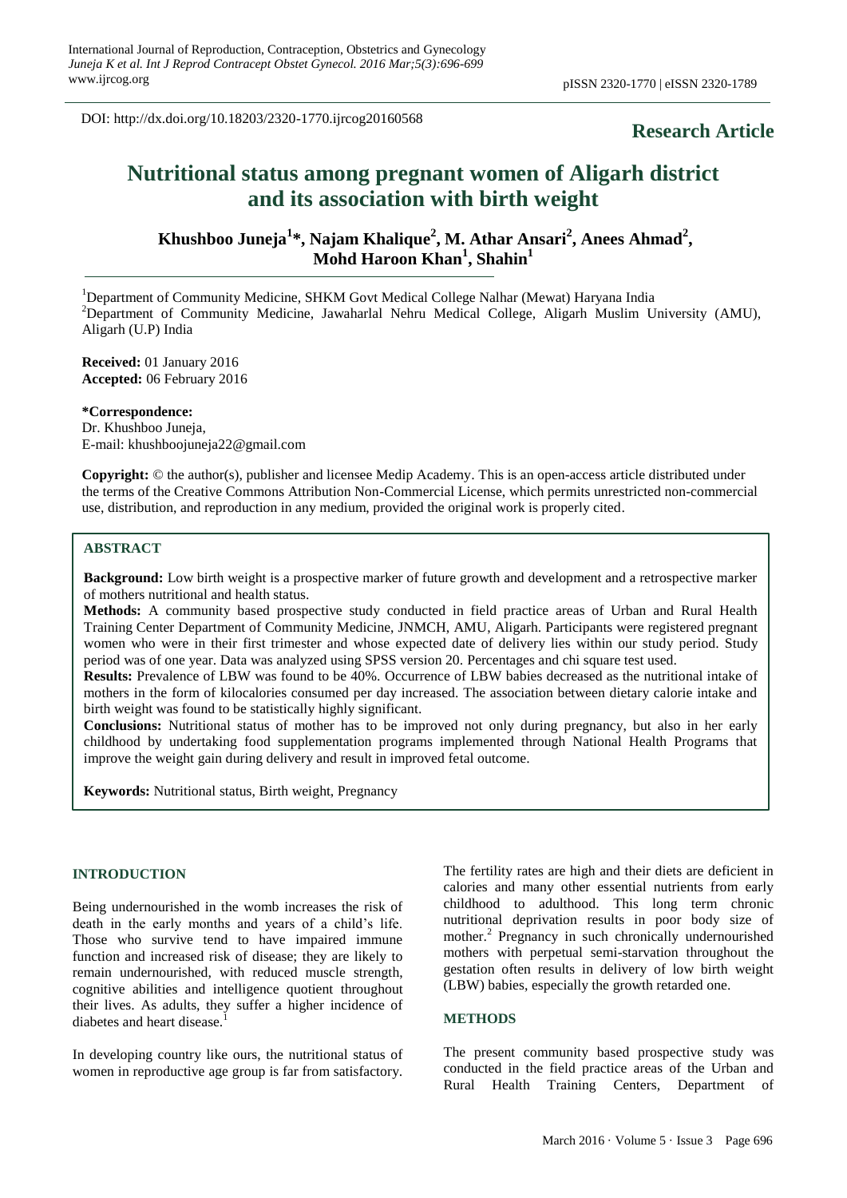DOI: http://dx.doi.org/10.18203/2320-1770.ijrcog20160568

**Research Article**

# Nutritional status among pregnant women of Aligarh district and its association with birth weight

**Khushboo Juneja[1]\*, Najam Khalique[2], M. Athar Ansari[2], Anees Ahmad[2], Mohd Haroon Khan[1], Shahin[1]**

[1]Department of Community Medicine, SHKM Govt Medical College Nalhar (Mewat) Haryana India
[2]Department of Community Medicine, Jawaharlal Nehru Medical College, Aligarh Muslim University (AMU), Aligarh (U.P) India

**Received:** 01 January 2016
**Accepted:** 06 February 2016

**\*Correspondence:**
Dr. Khushboo Juneja,
E-mail: khushboojuneja22@gmail.com

**Copyright:** © the author(s), publisher and licensee Medip Academy. This is an open-access article distributed under the terms of the Creative Commons Attribution Non-Commercial License, which permits unrestricted non-commercial use, distribution, and reproduction in any medium, provided the original work is properly cited.

## ABSTRACT

**Background:** Low birth weight is a prospective marker of future growth and development and a retrospective marker of mothers nutritional and health status.

**Methods:** A community based prospective study conducted in field practice areas of Urban and Rural Health Training Center Department of Community Medicine, JNMCH, AMU, Aligarh. Participants were registered pregnant women who were in their first trimester and whose expected date of delivery lies within our study period. Study period was of one year. Data was analyzed using SPSS version 20. Percentages and chi square test used.

**Results:** Prevalence of LBW was found to be 40%. Occurrence of LBW babies decreased as the nutritional intake of mothers in the form of kilocalories consumed per day increased. The association between dietary calorie intake and birth weight was found to be statistically highly significant.

**Conclusions:** Nutritional status of mother has to be improved not only during pregnancy, but also in her early childhood by undertaking food supplementation programs implemented through National Health Programs that improve the weight gain during delivery and result in improved fetal outcome.

**Keywords:** Nutritional status, Birth weight, Pregnancy

## INTRODUCTION

Being undernourished in the womb increases the risk of death in the early months and years of a child's life. Those who survive tend to have impaired immune function and increased risk of disease; they are likely to remain undernourished, with reduced muscle strength, cognitive abilities and intelligence quotient throughout their lives. As adults, they suffer a higher incidence of diabetes and heart disease.[1]

In developing country like ours, the nutritional status of women in reproductive age group is far from satisfactory. The fertility rates are high and their diets are deficient in calories and many other essential nutrients from early childhood to adulthood. This long term chronic nutritional deprivation results in poor body size of mother.[2] Pregnancy in such chronically undernourished mothers with perpetual semi-starvation throughout the gestation often results in delivery of low birth weight (LBW) babies, especially the growth retarded one.

## METHODS

The present community based prospective study was conducted in the field practice areas of the Urban and Rural Health Training Centers, Department of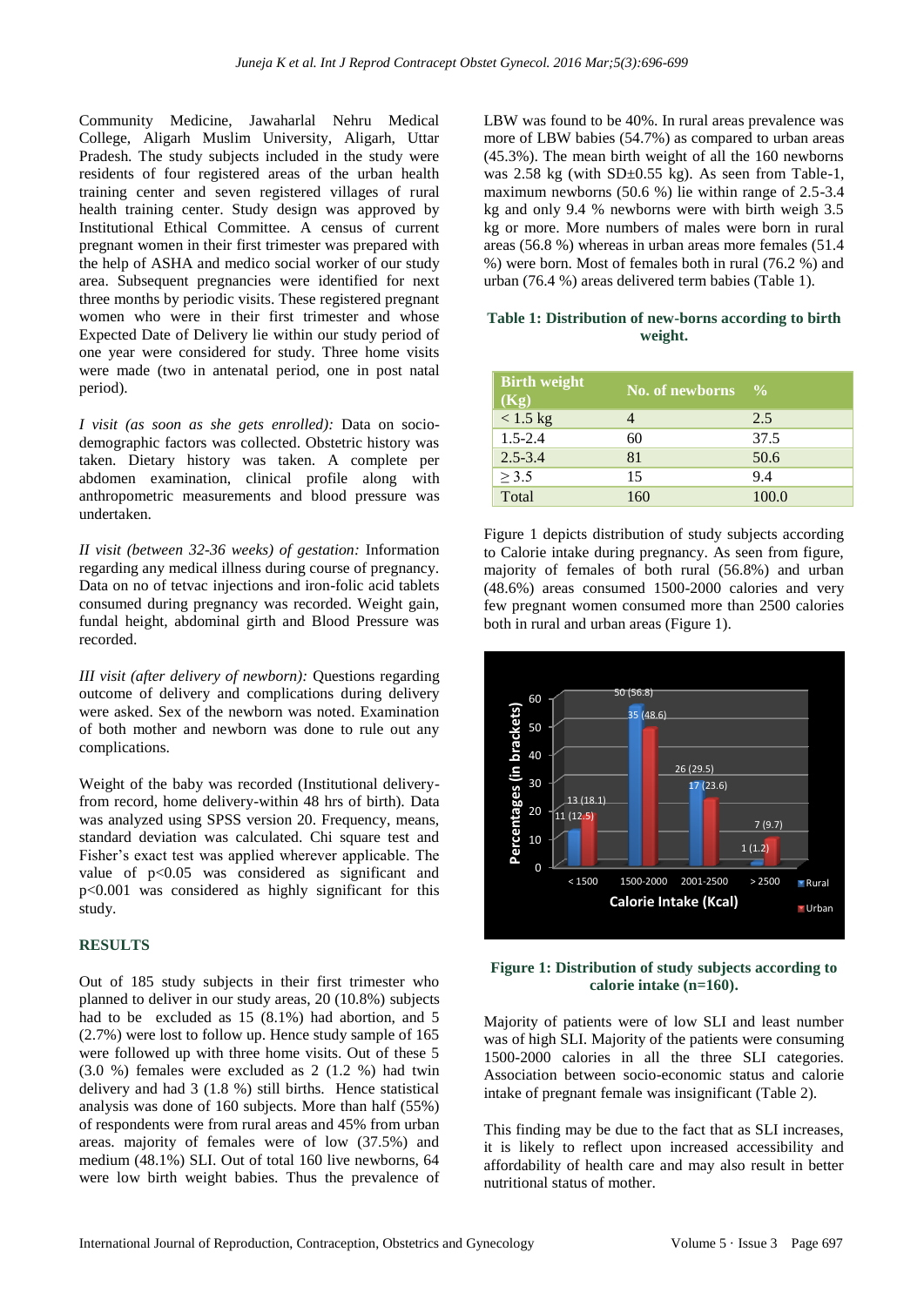Community Medicine, Jawaharlal Nehru Medical College, Aligarh Muslim University, Aligarh, Uttar Pradesh. The study subjects included in the study were residents of four registered areas of the urban health training center and seven registered villages of rural health training center. Study design was approved by Institutional Ethical Committee. A census of current pregnant women in their first trimester was prepared with the help of ASHA and medico social worker of our study area. Subsequent pregnancies were identified for next three months by periodic visits. These registered pregnant women who were in their first trimester and whose Expected Date of Delivery lie within our study period of one year were considered for study. Three home visits were made (two in antenatal period, one in post natal period).

*I visit (as soon as she gets enrolled):* Data on socio-demographic factors was collected. Obstetric history was taken. Dietary history was taken. A complete per abdomen examination, clinical profile along with anthropometric measurements and blood pressure was undertaken.

*II visit (between 32-36 weeks) of gestation:* Information regarding any medical illness during course of pregnancy. Data on no of tetvac injections and iron-folic acid tablets consumed during pregnancy was recorded. Weight gain, fundal height, abdominal girth and Blood Pressure was recorded.

*III visit (after delivery of newborn):* Questions regarding outcome of delivery and complications during delivery were asked. Sex of the newborn was noted. Examination of both mother and newborn was done to rule out any complications.

Weight of the baby was recorded (Institutional delivery-from record, home delivery-within 48 hrs of birth). Data was analyzed using SPSS version 20. Frequency, means, standard deviation was calculated. Chi square test and Fisher's exact test was applied wherever applicable. The value of $p<0.05$ was considered as significant and $p<0.001$ was considered as highly significant for this study.

## RESULTS

Out of 185 study subjects in their first trimester who planned to deliver in our study areas, 20 (10.8%) subjects had to be excluded as 15 (8.1%) had abortion, and 5 (2.7%) were lost to follow up. Hence study sample of 165 were followed up with three home visits. Out of these 5 (3.0 %) females were excluded as 2 (1.2 %) had twin delivery and had 3 (1.8 %) still births. Hence statistical analysis was done of 160 subjects. More than half (55%) of respondents were from rural areas and 45% from urban areas. majority of females were of low (37.5%) and medium (48.1%) SLI. Out of total 160 live newborns, 64 were low birth weight babies. Thus the prevalence of LBW was found to be 40%. In rural areas prevalence was more of LBW babies (54.7%) as compared to urban areas (45.3%). The mean birth weight of all the 160 newborns was 2.58 kg (with SD±0.55 kg). As seen from Table-1, maximum newborns (50.6 %) lie within range of 2.5-3.4 kg and only 9.4 % newborns were with birth weigh 3.5 kg or more. More numbers of males were born in rural areas (56.8 %) whereas in urban areas more females (51.4 %) were born. Most of females both in rural (76.2 %) and urban (76.4 %) areas delivered term babies (Table 1).

**Table 1: Distribution of new-borns according to birth weight.**

| Birth weight (Kg) | No. of newborns | % |
|---|---|---|
| < 1.5 kg | 4 | 2.5 |
| 1.5-2.4 | 60 | 37.5 |
| 2.5-3.4 | 81 | 50.6 |
| ≥ 3.5 | 15 | 9.4 |
| Total | 160 | 100.0 |

Figure 1 depicts distribution of study subjects according to Calorie intake during pregnancy. As seen from figure, majority of females of both rural (56.8%) and urban (48.6%) areas consumed 1500-2000 calories and very few pregnant women consumed more than 2500 calories both in rural and urban areas (Figure 1).

**Figure 1: Distribution of study subjects according to calorie intake (n=160).**

Majority of patients were of low SLI and least number was of high SLI. Majority of the patients were consuming 1500-2000 calories in all the three SLI categories. Association between socio-economic status and calorie intake of pregnant female was insignificant (Table 2).

This finding may be due to the fact that as SLI increases, it is likely to reflect upon increased accessibility and affordability of health care and may also result in better nutritional status of mother.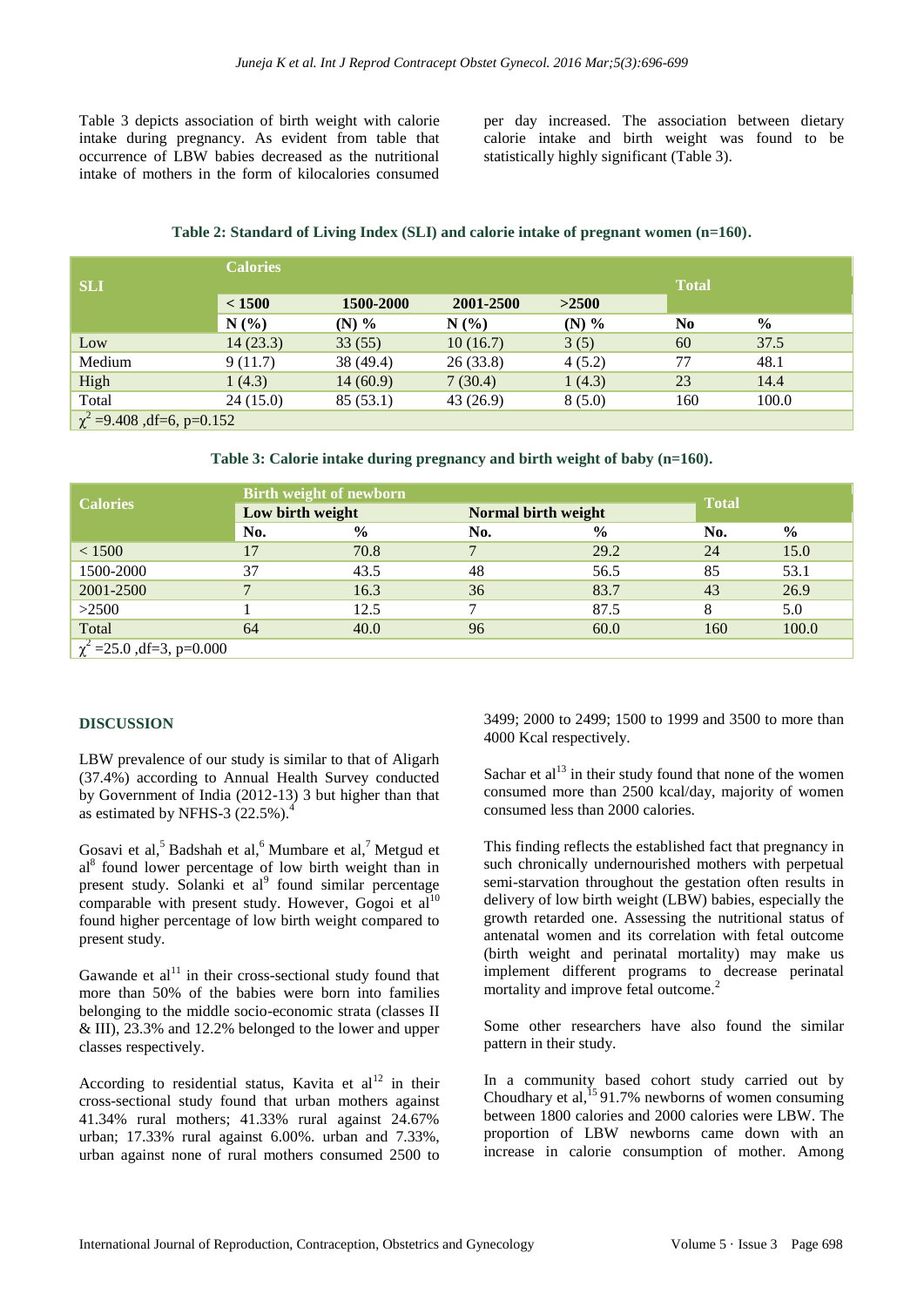Table 3 depicts association of birth weight with calorie intake during pregnancy. As evident from table that occurrence of LBW babies decreased as the nutritional intake of mothers in the form of kilocalories consumed per day increased. The association between dietary calorie intake and birth weight was found to be statistically highly significant (Table 3).

**Table 2: Standard of Living Index (SLI) and calorie intake of pregnant women (n=160).**

| SLI | Calories | | | | Total | |
|---|---|---|---|---|---|---|
| | < 1500 | 1500-2000 | 2001-2500 | >2500 | | |
| | N (%) | (N) % | N (%) | (N) % | No | % |
| Low | 14 (23.3) | 33 (55) | 10 (16.7) | 3 (5) | 60 | 37.5 |
| Medium | 9 (11.7) | 38 (49.4) | 26 (33.8) | 4 (5.2) | 77 | 48.1 |
| High | 1 (4.3) | 14 (60.9) | 7 (30.4) | 1 (4.3) | 23 | 14.4 |
| Total | 24 (15.0) | 85 (53.1) | 43 (26.9) | 8 (5.0) | 160 | 100.0 |
| $\chi^2$ =9.408 ,df=6, p=0.152 | | | | | | |

**Table 3: Calorie intake during pregnancy and birth weight of baby (n=160).**

| Calories | Birth weight of newborn | | | | Total | |
|---|---|---|---|---|---|---|
| | Low birth weight | | Normal birth weight | | | |
| | No. | % | No. | % | No. | % |
| < 1500 | 17 | 70.8 | 7 | 29.2 | 24 | 15.0 |
| 1500-2000 | 37 | 43.5 | 48 | 56.5 | 85 | 53.1 |
| 2001-2500 | 7 | 16.3 | 36 | 83.7 | 43 | 26.9 |
| >2500 | 1 | 12.5 | 7 | 87.5 | 8 | 5.0 |
| Total | 64 | 40.0 | 96 | 60.0 | 160 | 100.0 |
| $\chi^2$ =25.0 ,df=3, p=0.000 | | | | | | |

## DISCUSSION

LBW prevalence of our study is similar to that of Aligarh (37.4%) according to Annual Health Survey conducted by Government of India (2012-13) 3 but higher than that as estimated by NFHS-3 (22.5%).[4]

Gosavi et al,[5] Badshah et al,[6] Mumbare et al,[7] Metgud et al[8] found lower percentage of low birth weight than in present study. Solanki et al[9] found similar percentage comparable with present study. However, Gogoi et al[10] found higher percentage of low birth weight compared to present study.

Gawande et al[11] in their cross-sectional study found that more than 50% of the babies were born into families belonging to the middle socio-economic strata (classes II & III), 23.3% and 12.2% belonged to the lower and upper classes respectively.

According to residential status, Kavita et al[12] in their cross-sectional study found that urban mothers against 41.34% rural mothers; 41.33% rural against 24.67% urban; 17.33% rural against 6.00%. urban and 7.33%, urban against none of rural mothers consumed 2500 to 3499; 2000 to 2499; 1500 to 1999 and 3500 to more than 4000 Kcal respectively.

Sachar et al[13] in their study found that none of the women consumed more than 2500 kcal/day, majority of women consumed less than 2000 calories.

This finding reflects the established fact that pregnancy in such chronically undernourished mothers with perpetual semi-starvation throughout the gestation often results in delivery of low birth weight (LBW) babies, especially the growth retarded one. Assessing the nutritional status of antenatal women and its correlation with fetal outcome (birth weight and perinatal mortality) may make us implement different programs to decrease perinatal mortality and improve fetal outcome.[2]

Some other researchers have also found the similar pattern in their study.

In a community based cohort study carried out by Choudhary et al,[15] 91.7% newborns of women consuming between 1800 calories and 2000 calories were LBW. The proportion of LBW newborns came down with an increase in calorie consumption of mother. Among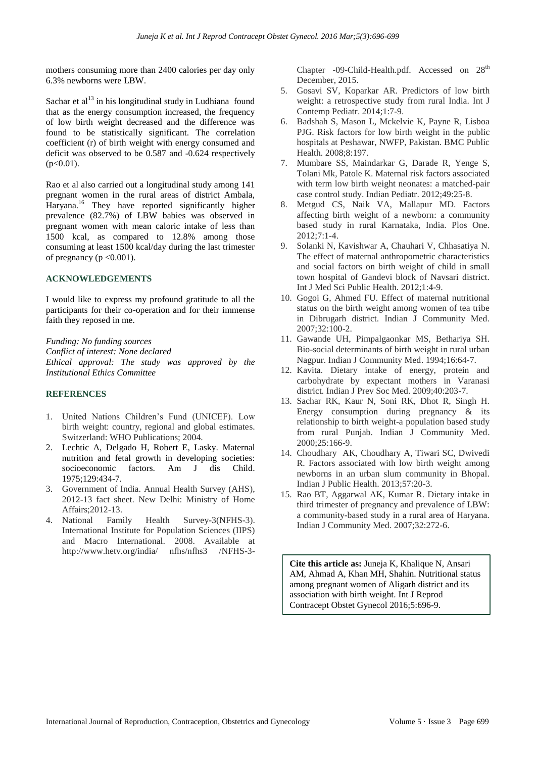mothers consuming more than 2400 calories per day only 6.3% newborns were LBW.

Sachar et al[13] in his longitudinal study in Ludhiana found that as the energy consumption increased, the frequency of low birth weight decreased and the difference was found to be statistically significant. The correlation coefficient (r) of birth weight with energy consumed and deficit was observed to be 0.587 and -0.624 respectively ($p<0.01$).

Rao et al also carried out a longitudinal study among 141 pregnant women in the rural areas of district Ambala, Haryana.[16] They have reported significantly higher prevalence (82.7%) of LBW babies was observed in pregnant women with mean caloric intake of less than 1500 kcal, as compared to 12.8% among those consuming at least 1500 kcal/day during the last trimester of pregnancy ($p <0.001$).

## ACKNOWLEDGEMENTS

I would like to express my profound gratitude to all the participants for their co-operation and for their immense faith they reposed in me.

*Funding: No funding sources*
*Conflict of interest: None declared*
*Ethical approval: The study was approved by the Institutional Ethics Committee*

## REFERENCES

1. United Nations Children's Fund (UNICEF). Low birth weight: country, regional and global estimates. Switzerland: WHO Publications; 2004.
2. Lechtic A, Delgado H, Robert E, Lasky. Maternal nutrition and fetal growth in developing societies: socioeconomic factors. Am J dis Child. 1975;129:434-7.
3. Government of India. Annual Health Survey (AHS), 2012-13 fact sheet. New Delhi: Ministry of Home Affairs;2012-13.
4. National Family Health Survey-3(NFHS-3). International Institute for Population Sciences (IIPS) and Macro International. 2008. Available at http://www.hetv.org/india/ nfhs/nfhs3 /NFHS-3-Chapter -09-Child-Health.pdf. Accessed on 28th December, 2015.
5. Gosavi SV, Koparkar AR. Predictors of low birth weight: a retrospective study from rural India. Int J Contemp Pediatr. 2014;1:7-9.
6. Badshah S, Mason L, Mckelvie K, Payne R, Lisboa PJG. Risk factors for low birth weight in the public hospitals at Peshawar, NWFP, Pakistan. BMC Public Health. 2008;8:197.
7. Mumbare SS, Maindarkar G, Darade R, Yenge S, Tolani Mk, Patole K. Maternal risk factors associated with term low birth weight neonates: a matched-pair case control study. Indian Pediatr. 2012;49:25-8.
8. Metgud CS, Naik VA, Mallapur MD. Factors affecting birth weight of a newborn: a community based study in rural Karnataka, India. Plos One. 2012;7:1-4.
9. Solanki N, Kavishwar A, Chauhari V, Chhasatiya N. The effect of maternal anthropometric characteristics and social factors on birth weight of child in small town hospital of Gandevi block of Navsari district. Int J Med Sci Public Health. 2012;1:4-9.
10. Gogoi G, Ahmed FU. Effect of maternal nutritional status on the birth weight among women of tea tribe in Dibrugarh district. Indian J Community Med. 2007;32:100-2.
11. Gawande UH, Pimpalgaonkar MS, Bethariya SH. Bio-social determinants of birth weight in rural urban Nagpur. Indian J Community Med. 1994;16:64-7.
12. Kavita. Dietary intake of energy, protein and carbohydrate by expectant mothers in Varanasi district. Indian J Prev Soc Med. 2009;40:203-7.
13. Sachar RK, Kaur N, Soni RK, Dhot R, Singh H. Energy consumption during pregnancy & its relationship to birth weight-a population based study from rural Punjab. Indian J Community Med. 2000;25:166-9.
14. Choudhary AK, Choudhary A, Tiwari SC, Dwivedi R. Factors associated with low birth weight among newborns in an urban slum community in Bhopal. Indian J Public Health. 2013;57:20-3.
15. Rao BT, Aggarwal AK, Kumar R. Dietary intake in third trimester of pregnancy and prevalence of LBW: a community-based study in a rural area of Haryana. Indian J Community Med. 2007;32:272-6.

**Cite this article as:** Juneja K, Khalique N, Ansari AM, Ahmad A, Khan MH, Shahin. Nutritional status among pregnant women of Aligarh district and its association with birth weight. Int J Reprod Contracept Obstet Gynecol 2016;5:696-9.